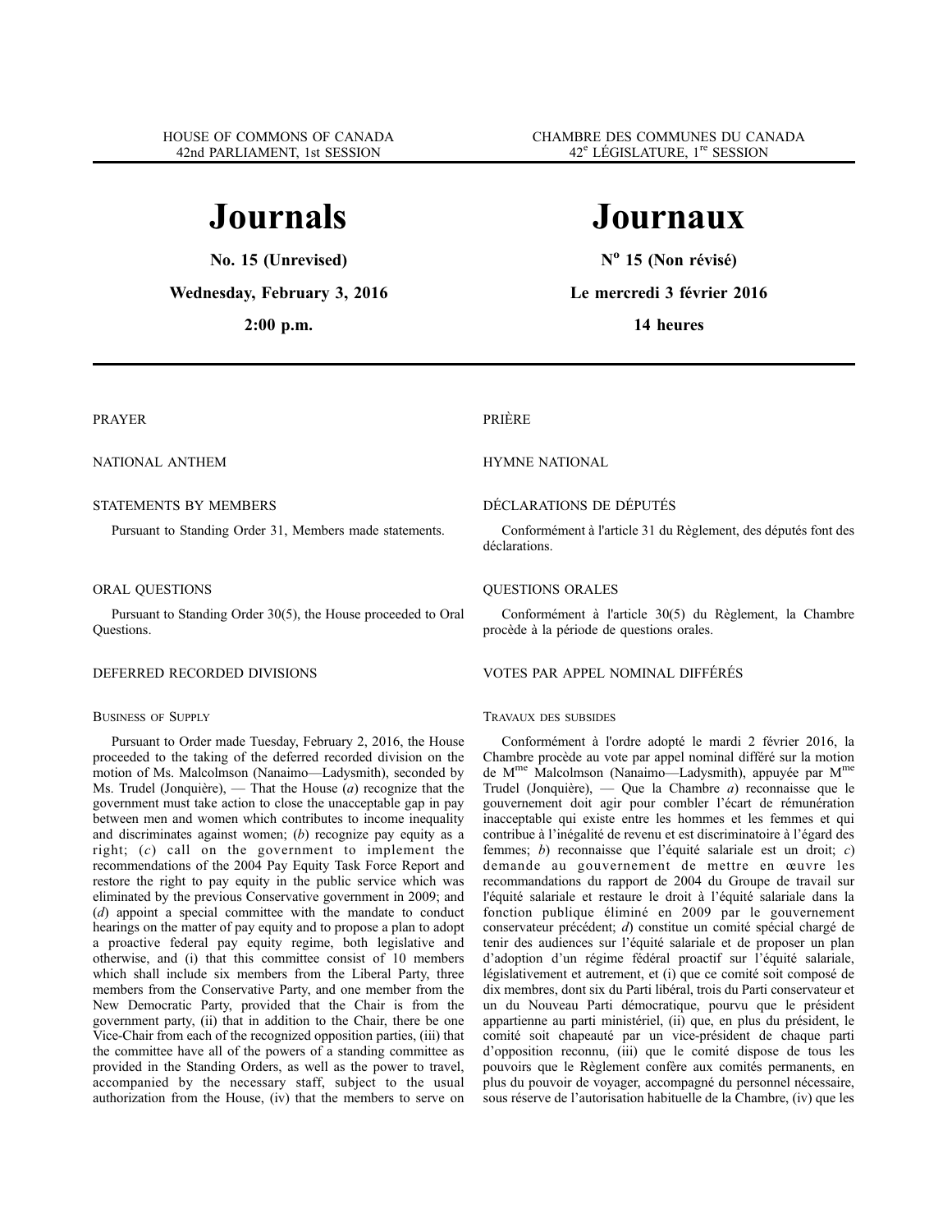HOUSE OF COMMONS OF CANADA
42nd PARLIAMENT, 1st SESSION

# Journals

**No. 15 (Unrevised)**

**Wednesday, February 3, 2016**

**2:00 p.m.**

PRAYER

NATIONAL ANTHEM

STATEMENTS BY MEMBERS

Pursuant to Standing Order 31, Members made statements.

ORAL QUESTIONS

Pursuant to Standing Order 30(5), the House proceeded to Oral Questions.

DEFERRED RECORDED DIVISIONS

BUSINESS OF SUPPLY

Pursuant to Order made Tuesday, February 2, 2016, the House proceeded to the taking of the deferred recorded division on the motion of Ms. Malcolmson (Nanaimo—Ladysmith), seconded by Ms. Trudel (Jonquière), — That the House (*a*) recognize that the government must take action to close the unacceptable gap in pay between men and women which contributes to income inequality and discriminates against women; (*b*) recognize pay equity as a right; (*c*) call on the government to implement the recommendations of the 2004 Pay Equity Task Force Report and restore the right to pay equity in the public service which was eliminated by the previous Conservative government in 2009; and (*d*) appoint a special committee with the mandate to conduct hearings on the matter of pay equity and to propose a plan to adopt a proactive federal pay equity regime, both legislative and otherwise, and (i) that this committee consist of 10 members which shall include six members from the Liberal Party, three members from the Conservative Party, and one member from the New Democratic Party, provided that the Chair is from the government party, (ii) that in addition to the Chair, there be one Vice-Chair from each of the recognized opposition parties, (iii) that the committee have all of the powers of a standing committee as provided in the Standing Orders, as well as the power to travel, accompanied by the necessary staff, subject to the usual authorization from the House, (iv) that the members to serve on

CHAMBRE DES COMMUNES DU CANADA
42e LÉGISLATURE, 1re SESSION

# Journaux

**No 15 (Non révisé)**

**Le mercredi 3 février 2016**

**14 heures**

PRIÈRE

HYMNE NATIONAL

DÉCLARATIONS DE DÉPUTÉS

Conformément à l'article 31 du Règlement, des députés font des déclarations.

QUESTIONS ORALES

Conformément à l'article 30(5) du Règlement, la Chambre procède à la période de questions orales.

VOTES PAR APPEL NOMINAL DIFFÉRÉS

TRAVAUX DES SUBSIDES

Conformément à l'ordre adopté le mardi 2 février 2016, la Chambre procède au vote par appel nominal différé sur la motion de Mme Malcolmson (Nanaimo—Ladysmith), appuyée par Mme Trudel (Jonquière), — Que la Chambre *a*) reconnaisse que le gouvernement doit agir pour combler l'écart de rémunération inacceptable qui existe entre les hommes et les femmes et qui contribue à l'inégalité de revenu et est discriminatoire à l'égard des femmes; *b*) reconnaisse que l'équité salariale est un droit; *c*) demande au gouvernement de mettre en œuvre les recommandations du rapport de 2004 du Groupe de travail sur l'équité salariale et restaure le droit à l'équité salariale dans la fonction publique éliminé en 2009 par le gouvernement conservateur précédent; *d*) constitue un comité spécial chargé de tenir des audiences sur l'équité salariale et de proposer un plan d'adoption d'un régime fédéral proactif sur l'équité salariale, législativement et autrement, et (i) que ce comité soit composé de dix membres, dont six du Parti libéral, trois du Parti conservateur et un du Nouveau Parti démocratique, pourvu que le président appartienne au parti ministériel, (ii) que, en plus du président, le comité soit chapeauté par un vice-président de chaque parti d'opposition reconnu, (iii) que le comité dispose de tous les pouvoirs que le Règlement confère aux comités permanents, en plus du pouvoir de voyager, accompagné du personnel nécessaire, sous réserve de l'autorisation habituelle de la Chambre, (iv) que les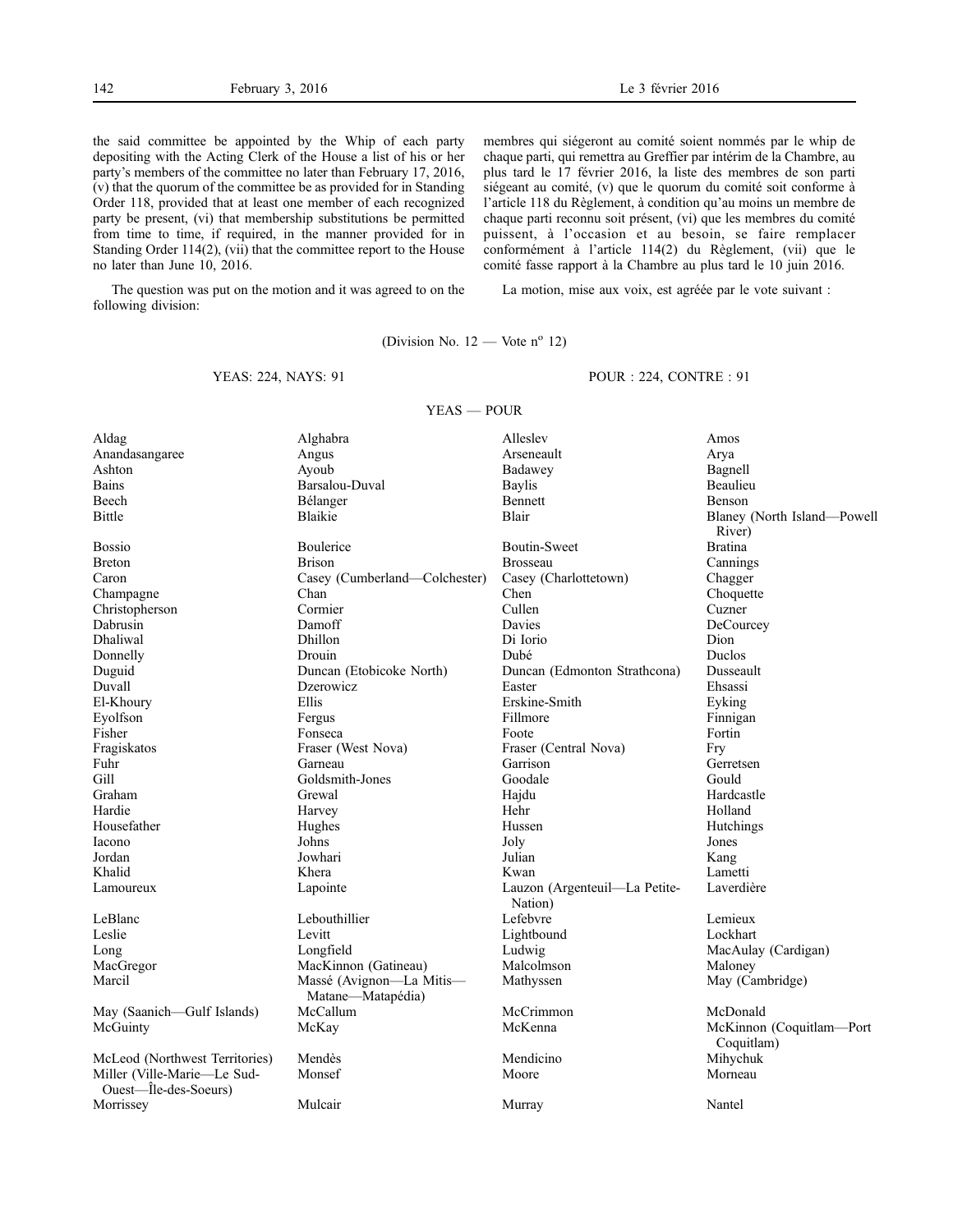the said committee be appointed by the Whip of each party depositing with the Acting Clerk of the House a list of his or her party's members of the committee no later than February 17, 2016, (v) that the quorum of the committee be as provided for in Standing Order 118, provided that at least one member of each recognized party be present, (vi) that membership substitutions be permitted from time to time, if required, in the manner provided for in Standing Order 114(2), (vii) that the committee report to the House no later than June 10, 2016.

membres qui siégeront au comité soient nommés par le whip de chaque parti, qui remettra au Greffier par intérim de la Chambre, au plus tard le 17 février 2016, la liste des membres de son parti siégeant au comité, (v) que le quorum du comité soit conforme à l'article 118 du Règlement, à condition qu'au moins un membre de chaque parti reconnu soit présent, (vi) que les membres du comité puissent, à l'occasion et au besoin, se faire remplacer conformément à l'article 114(2) du Règlement, (vii) que le comité fasse rapport à la Chambre au plus tard le 10 juin 2016.

The question was put on the motion and it was agreed to on the following division:

La motion, mise aux voix, est agréée par le vote suivant :

(Division No. 12 — Vote nº 12)

YEAS: 224, NAYS: 91

POUR : 224, CONTRE : 91

YEAS — POUR

| | | | |
|---|---|---|---|
| Aldag | Alghabra | Alleslev | Amos |
| Anandasangaree | Angus | Arseneault | Arya |
| Ashton | Ayoub | Badawey | Bagnell |
| Bains | Barsalou-Duval | Baylis | Beaulieu |
| Beech | Bélanger | Bennett | Benson |
| Bittle | Blaikie | Blair | Blaney (North Island—Powell River) |
| Bossio | Boulerice | Boutin-Sweet | Bratina |
| Breton | Brison | Brosseau | Cannings |
| Caron | Casey (Cumberland—Colchester) | Casey (Charlottetown) | Chagger |
| Champagne | Chan | Chen | Choquette |
| Christopherson | Cormier | Cullen | Cuzner |
| Dabrusin | Damoff | Davies | DeCourcey |
| Dhaliwal | Dhillon | Di Iorio | Dion |
| Donnelly | Drouin | Dubé | Duclos |
| Duguid | Duncan (Etobicoke North) | Duncan (Edmonton Strathcona) | Dusseault |
| Duvall | Dzerowicz | Easter | Ehsassi |
| El-Khoury | Ellis | Erskine-Smith | Eyking |
| Eyolfson | Fergus | Fillmore | Finnigan |
| Fisher | Fonseca | Foote | Fortin |
| Fragiskatos | Fraser (West Nova) | Fraser (Central Nova) | Fry |
| Fuhr | Garneau | Garrison | Gerretsen |
| Gill | Goldsmith-Jones | Goodale | Gould |
| Graham | Grewal | Hajdu | Hardcastle |
| Hardie | Harvey | Hehr | Holland |
| Housefather | Hughes | Hussen | Hutchings |
| Iacono | Johns | Joly | Jones |
| Jordan | Jowhari | Julian | Kang |
| Khalid | Khera | Kwan | Lametti |
| Lamoureux | Lapointe | Lauzon (Argenteuil—La Petite-Nation) | Laverdière |
| LeBlanc | Lebouthillier | Lefebvre | Lemieux |
| Leslie | Levitt | Lightbound | Lockhart |
| Long | Longfield | Ludwig | MacAulay (Cardigan) |
| MacGregor | MacKinnon (Gatineau) | Malcolmson | Maloney |
| Marcil | Massé (Avignon—La Mitis—Matane—Matapédia) | Mathyssen | May (Cambridge) |
| May (Saanich—Gulf Islands) | McCallum | McCrimmon | McDonald |
| McGuinty | McKay | McKenna | McKinnon (Coquitlam—Port Coquitlam) |
| McLeod (Northwest Territories) | Mendès | Mendicino | Mihychuk |
| Miller (Ville-Marie—Le Sud-Ouest—Île-des-Soeurs) | Monsef | Moore | Morneau |
| Morrissey | Mulcair | Murray | Nantel |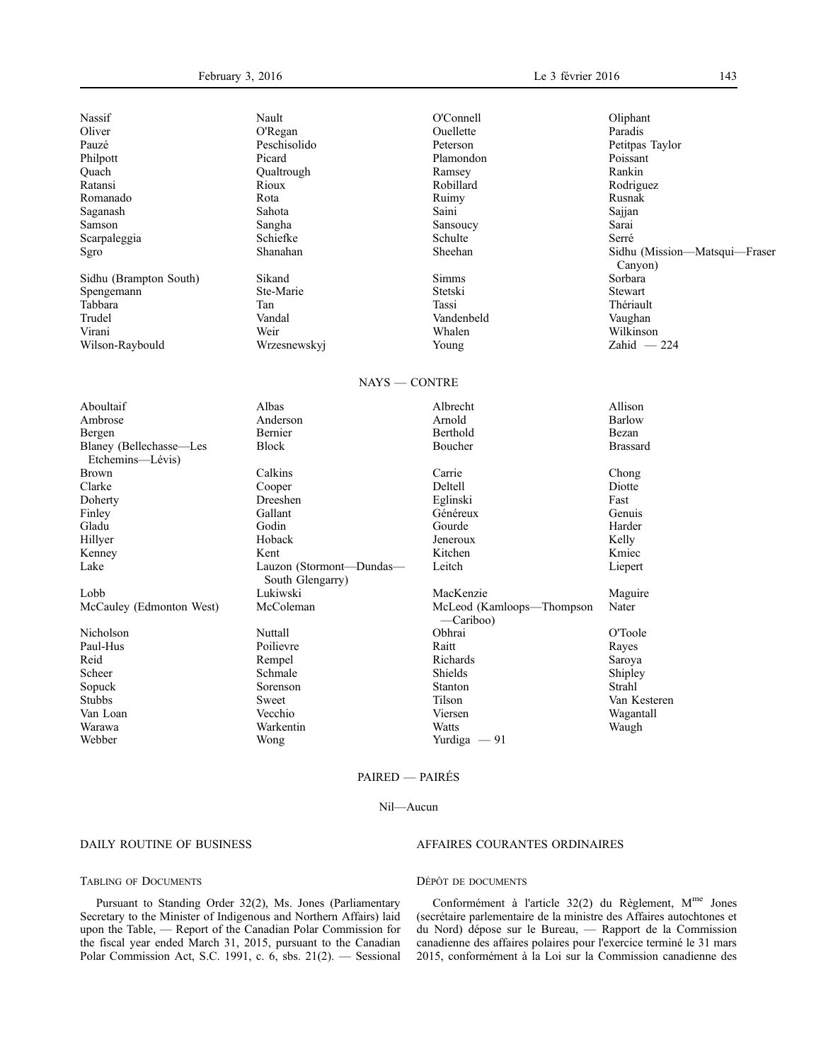| | | | |
|---|---|---|---|
| Nassif | Nault | O'Connell | Oliphant |
| Oliver | O'Regan | Ouellette | Paradis |
| Pauzé | Peschisolido | Peterson | Petitpas Taylor |
| Philpott | Picard | Plamondon | Poissant |
| Quach | Qualtrough | Ramsey | Rankin |
| Ratansi | Rioux | Robillard | Rodriguez |
| Romanado | Rota | Ruimy | Rusnak |
| Saganash | Sahota | Saini | Sajjan |
| Samson | Sangha | Sansoucy | Sarai |
| Scarpaleggia | Schiefke | Schulte | Serré |
| Sgro | Shanahan | Sheehan | Sidhu (Mission—Matsqui—Fraser Canyon) |
| Sidhu (Brampton South) | Sikand | Simms | Sorbara |
| Spengemann | Ste-Marie | Stetski | Stewart |
| Tabbara | Tan | Tassi | Thériault |
| Trudel | Vandal | Vandenbeld | Vaughan |
| Virani | Weir | Whalen | Wilkinson |
| Wilson-Raybould | Wrzesnewskyj | Young | Zahid — 224 |

NAYS — CONTRE

| | | | |
|---|---|---|---|
| Aboultaif | Albas | Albrecht | Allison |
| Ambrose | Anderson | Arnold | Barlow |
| Bergen | Bernier | Berthold | Bezan |
| Blaney (Bellechasse—Les Etchemins—Lévis) | Block | Boucher | Brassard |
| Brown | Calkins | Carrie | Chong |
| Clarke | Cooper | Deltell | Diotte |
| Doherty | Dreeshen | Eglinski | Fast |
| Finley | Gallant | Généreux | Genuis |
| Gladu | Godin | Gourde | Harder |
| Hillyer | Hoback | Jeneroux | Kelly |
| Kenney | Kent | Kitchen | Kmiec |
| Lake | Lauzon (Stormont—Dundas—South Glengarry) | Leitch | Liepert |
| Lobb | Lukiwski | MacKenzie | Maguire |
| McCauley (Edmonton West) | McColeman | McLeod (Kamloops—Thompson—Cariboo) | Nater |
| Nicholson | Nuttall | Obhrai | O'Toole |
| Paul-Hus | Poilievre | Raitt | Rayes |
| Reid | Rempel | Richards | Saroya |
| Scheer | Schmale | Shields | Shipley |
| Sopuck | Sorenson | Stanton | Strahl |
| Stubbs | Sweet | Tilson | Van Kesteren |
| Van Loan | Vecchio | Viersen | Wagantall |
| Warawa | Warkentin | Watts | Waugh |
| Webber | Wong | Yurdiga — 91 | |

PAIRED — PAIRÉS

Nil—Aucun

## DAILY ROUTINE OF BUSINESS

### Tabling of Documents

Pursuant to Standing Order 32(2), Ms. Jones (Parliamentary Secretary to the Minister of Indigenous and Northern Affairs) laid upon the Table, — Report of the Canadian Polar Commission for the fiscal year ended March 31, 2015, pursuant to the Canadian Polar Commission Act, S.C. 1991, c. 6, sbs. 21(2). — Sessional

## AFFAIRES COURANTES ORDINAIRES

### Dépôt de documents

Conformément à l'article 32(2) du Règlement, M[me] Jones (secrétaire parlementaire de la ministre des Affaires autochtones et du Nord) dépose sur le Bureau, — Rapport de la Commission canadienne des affaires polaires pour l'exercice terminé le 31 mars 2015, conformément à la Loi sur la Commission canadienne des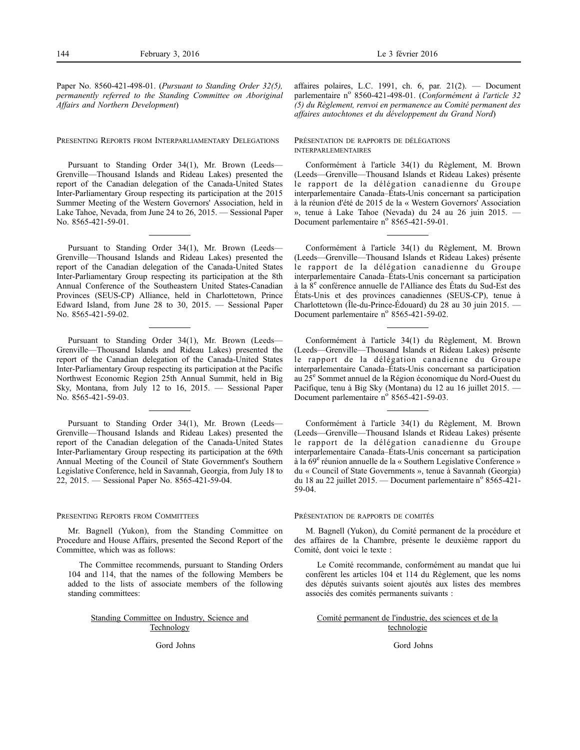Paper No. 8560-421-498-01. (*Pursuant to Standing Order 32(5), permanently referred to the Standing Committee on Aboriginal Affairs and Northern Development*)

PRESENTING REPORTS FROM INTERPARLIAMENTARY DELEGATIONS

Pursuant to Standing Order 34(1), Mr. Brown (Leeds—Grenville—Thousand Islands and Rideau Lakes) presented the report of the Canadian delegation of the Canada-United States Inter-Parliamentary Group respecting its participation at the 2015 Summer Meeting of the Western Governors' Association, held in Lake Tahoe, Nevada, from June 24 to 26, 2015. — Sessional Paper No. 8565-421-59-01.

---

Pursuant to Standing Order 34(1), Mr. Brown (Leeds—Grenville—Thousand Islands and Rideau Lakes) presented the report of the Canadian delegation of the Canada-United States Inter-Parliamentary Group respecting its participation at the 8th Annual Conference of the Southeastern United States-Canadian Provinces (SEUS-CP) Alliance, held in Charlottetown, Prince Edward Island, from June 28 to 30, 2015. — Sessional Paper No. 8565-421-59-02.

---

Pursuant to Standing Order 34(1), Mr. Brown (Leeds—Grenville—Thousand Islands and Rideau Lakes) presented the report of the Canadian delegation of the Canada-United States Inter-Parliamentary Group respecting its participation at the Pacific Northwest Economic Region 25th Annual Summit, held in Big Sky, Montana, from July 12 to 16, 2015. — Sessional Paper No. 8565-421-59-03.

---

Pursuant to Standing Order 34(1), Mr. Brown (Leeds—Grenville—Thousand Islands and Rideau Lakes) presented the report of the Canadian delegation of the Canada-United States Inter-Parliamentary Group respecting its participation at the 69th Annual Meeting of the Council of State Government's Southern Legislative Conference, held in Savannah, Georgia, from July 18 to 22, 2015. — Sessional Paper No. 8565-421-59-04.

PRESENTING REPORTS FROM COMMITTEES

Mr. Bagnell (Yukon), from the Standing Committee on Procedure and House Affairs, presented the Second Report of the Committee, which was as follows:

> The Committee recommends, pursuant to Standing Orders 104 and 114, that the names of the following Members be added to the lists of associate members of the following standing committees:
>
> Standing Committee on Industry, Science and Technology
>
> Gord Johns

affaires polaires, L.C. 1991, ch. 6, par. 21(2). — Document parlementaire n° 8560-421-498-01. (*Conformément à l'article 32 (5) du Règlement, renvoi en permanence au Comité permanent des affaires autochtones et du développement du Grand Nord*)

PRÉSENTATION DE RAPPORTS DE DÉLÉGATIONS INTERPARLEMENTAIRES

Conformément à l'article 34(1) du Règlement, M. Brown (Leeds—Grenville—Thousand Islands et Rideau Lakes) présente le rapport de la délégation canadienne du Groupe interparlementaire Canada–États-Unis concernant sa participation à la réunion d'été de 2015 de la « Western Governors' Association », tenue à Lake Tahoe (Nevada) du 24 au 26 juin 2015. — Document parlementaire n° 8565-421-59-01.

---

Conformément à l'article 34(1) du Règlement, M. Brown (Leeds—Grenville—Thousand Islands et Rideau Lakes) présente le rapport de la délégation canadienne du Groupe interparlementaire Canada–États-Unis concernant sa participation à la 8e conférence annuelle de l'Alliance des États du Sud-Est des États-Unis et des provinces canadiennes (SEUS-CP), tenue à Charlottetown (Île-du-Prince-Édouard) du 28 au 30 juin 2015. — Document parlementaire n° 8565-421-59-02.

---

Conformément à l'article 34(1) du Règlement, M. Brown (Leeds—Grenville—Thousand Islands et Rideau Lakes) présente le rapport de la délégation canadienne du Groupe interparlementaire Canada–États-Unis concernant sa participation au 25e Sommet annuel de la Région économique du Nord-Ouest du Pacifique, tenu à Big Sky (Montana) du 12 au 16 juillet 2015. — Document parlementaire n° 8565-421-59-03.

---

Conformément à l'article 34(1) du Règlement, M. Brown (Leeds—Grenville—Thousand Islands et Rideau Lakes) présente le rapport de la délégation canadienne du Groupe interparlementaire Canada–États-Unis concernant sa participation à la 69e réunion annuelle de la « Southern Legislative Conference » du « Council of State Governments », tenue à Savannah (Georgia) du 18 au 22 juillet 2015. — Document parlementaire n° 8565-421-59-04.

PRÉSENTATION DE RAPPORTS DE COMITÉS

M. Bagnell (Yukon), du Comité permanent de la procédure et des affaires de la Chambre, présente le deuxième rapport du Comité, dont voici le texte :

> Le Comité recommande, conformément au mandat que lui confèrent les articles 104 et 114 du Règlement, que les noms des députés suivants soient ajoutés aux listes des membres associés des comités permanents suivants :
>
> Comité permanent de l'industrie, des sciences et de la technologie
>
> Gord Johns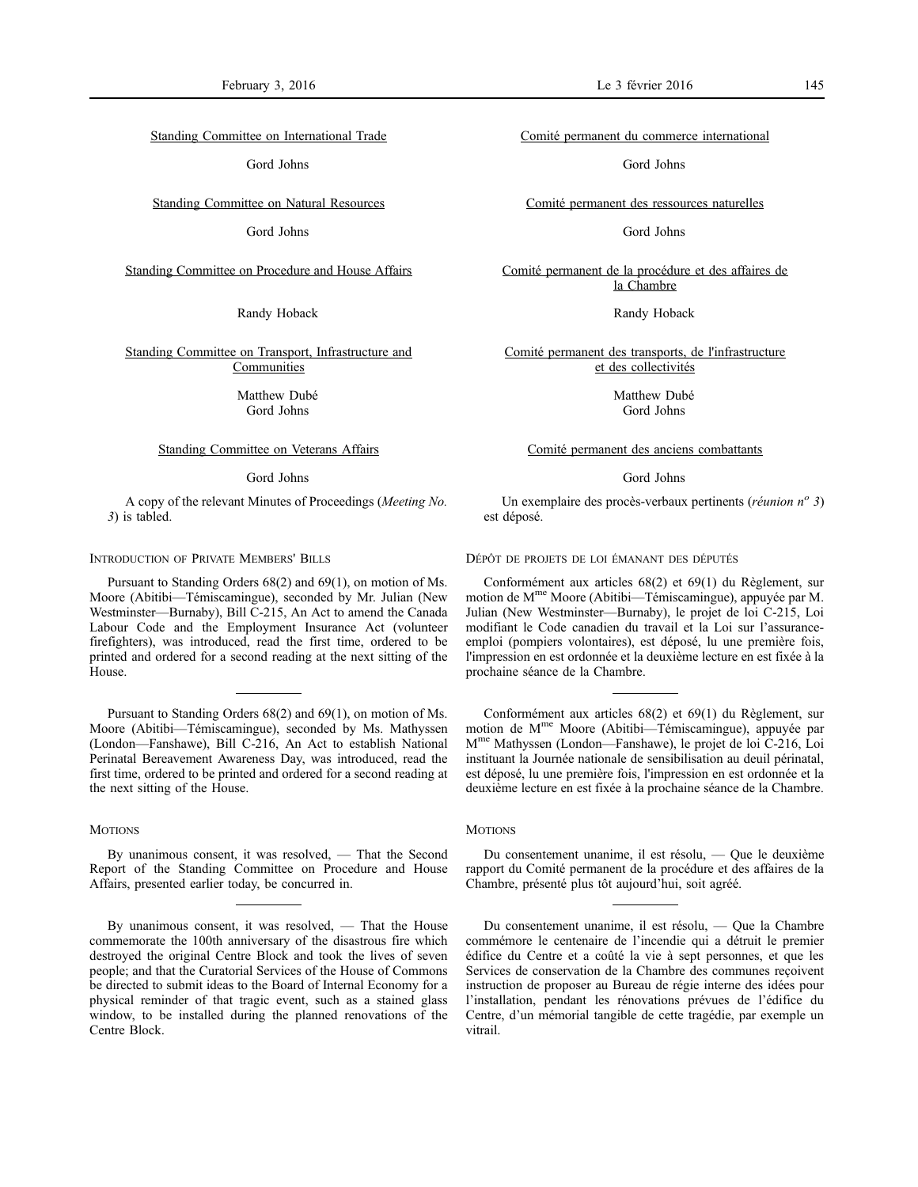Standing Committee on International Trade

Gord Johns

Standing Committee on Natural Resources

Gord Johns

Standing Committee on Procedure and House Affairs

Randy Hoback

Standing Committee on Transport, Infrastructure and Communities

Matthew Dubé
Gord Johns

Standing Committee on Veterans Affairs

Gord Johns

A copy of the relevant Minutes of Proceedings (*Meeting No. 3*) is tabled.

INTRODUCTION OF PRIVATE MEMBERS' BILLS

Pursuant to Standing Orders 68(2) and 69(1), on motion of Ms. Moore (Abitibi—Témiscamingue), seconded by Mr. Julian (New Westminster—Burnaby), Bill C-215, An Act to amend the Canada Labour Code and the Employment Insurance Act (volunteer firefighters), was introduced, read the first time, ordered to be printed and ordered for a second reading at the next sitting of the House.

---

Pursuant to Standing Orders 68(2) and 69(1), on motion of Ms. Moore (Abitibi—Témiscamingue), seconded by Ms. Mathyssen (London—Fanshawe), Bill C-216, An Act to establish National Perinatal Bereavement Awareness Day, was introduced, read the first time, ordered to be printed and ordered for a second reading at the next sitting of the House.

MOTIONS

By unanimous consent, it was resolved, — That the Second Report of the Standing Committee on Procedure and House Affairs, presented earlier today, be concurred in.

---

By unanimous consent, it was resolved, — That the House commemorate the 100th anniversary of the disastrous fire which destroyed the original Centre Block and took the lives of seven people; and that the Curatorial Services of the House of Commons be directed to submit ideas to the Board of Internal Economy for a physical reminder of that tragic event, such as a stained glass window, to be installed during the planned renovations of the Centre Block.

Comité permanent du commerce international

Gord Johns

Comité permanent des ressources naturelles

Gord Johns

Comité permanent de la procédure et des affaires de la Chambre

Randy Hoback

Comité permanent des transports, de l'infrastructure et des collectivités

Matthew Dubé
Gord Johns

Comité permanent des anciens combattants

Gord Johns

Un exemplaire des procès-verbaux pertinents (*réunion n^o^ 3*) est déposé.

DÉPÔT DE PROJETS DE LOI ÉMANANT DES DÉPUTÉS

Conformément aux articles 68(2) et 69(1) du Règlement, sur motion de M^me^ Moore (Abitibi—Témiscamingue), appuyée par M. Julian (New Westminster—Burnaby), le projet de loi C-215, Loi modifiant le Code canadien du travail et la Loi sur l'assurance-emploi (pompiers volontaires), est déposé, lu une première fois, l'impression en est ordonnée et la deuxième lecture en est fixée à la prochaine séance de la Chambre.

---

Conformément aux articles 68(2) et 69(1) du Règlement, sur motion de M^me^ Moore (Abitibi—Témiscamingue), appuyée par M^me^ Mathyssen (London—Fanshawe), le projet de loi C-216, Loi instituant la Journée nationale de sensibilisation au deuil périnatal, est déposé, lu une première fois, l'impression en est ordonnée et la deuxième lecture en est fixée à la prochaine séance de la Chambre.

MOTIONS

Du consentement unanime, il est résolu, — Que le deuxième rapport du Comité permanent de la procédure et des affaires de la Chambre, présenté plus tôt aujourd'hui, soit agréé.

---

Du consentement unanime, il est résolu, — Que la Chambre commémore le centenaire de l'incendie qui a détruit le premier édifice du Centre et a coûté la vie à sept personnes, et que les Services de conservation de la Chambre des communes reçoivent instruction de proposer au Bureau de régie interne des idées pour l'installation, pendant les rénovations prévues de l'édifice du Centre, d'un mémorial tangible de cette tragédie, par exemple un vitrail.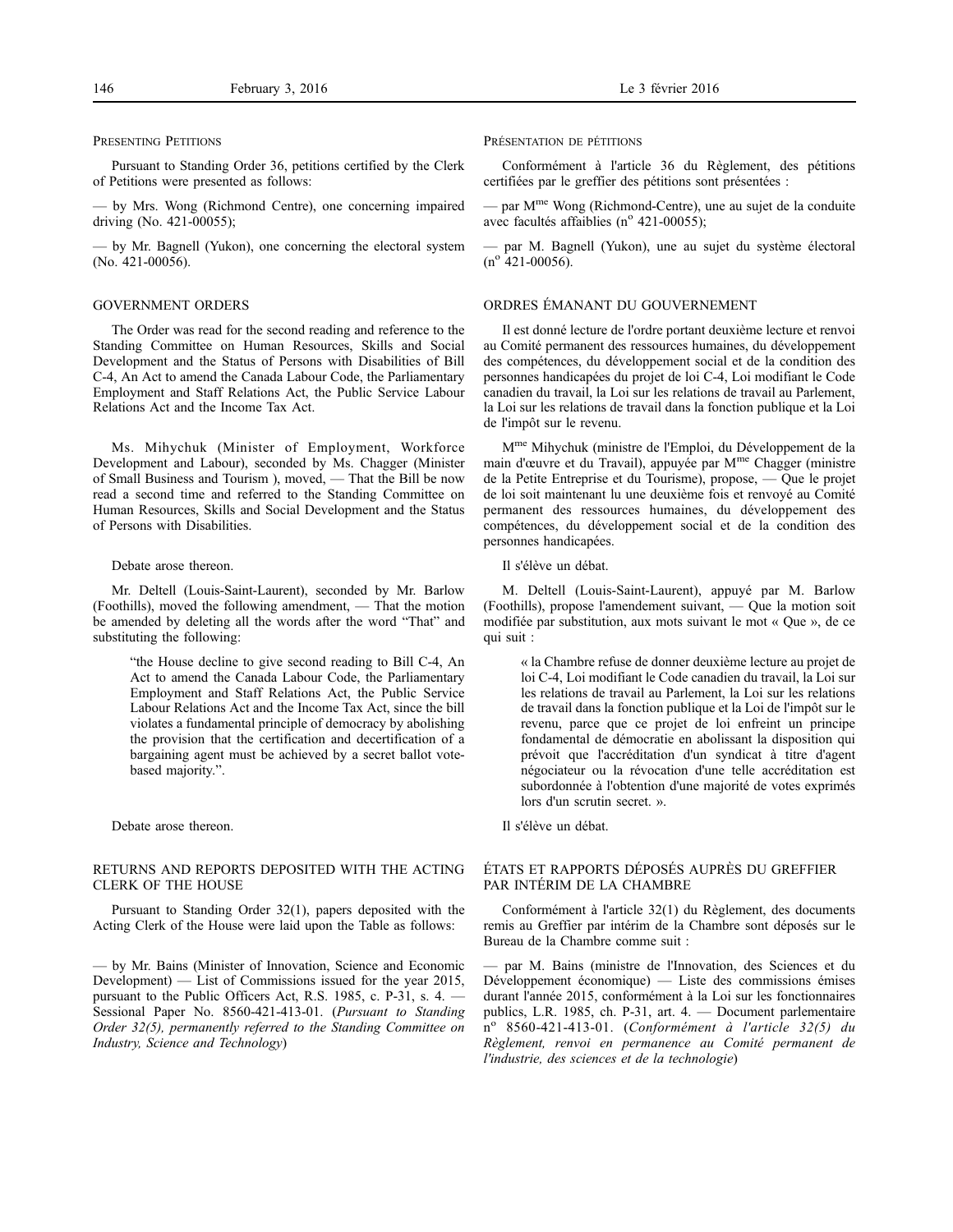PRESENTING PETITIONS

Pursuant to Standing Order 36, petitions certified by the Clerk of Petitions were presented as follows:

— by Mrs. Wong (Richmond Centre), one concerning impaired driving (No. 421-00055);

— by Mr. Bagnell (Yukon), one concerning the electoral system (No. 421-00056).

GOVERNMENT ORDERS

The Order was read for the second reading and reference to the Standing Committee on Human Resources, Skills and Social Development and the Status of Persons with Disabilities of Bill C-4, An Act to amend the Canada Labour Code, the Parliamentary Employment and Staff Relations Act, the Public Service Labour Relations Act and the Income Tax Act.

Ms. Mihychuk (Minister of Employment, Workforce Development and Labour), seconded by Ms. Chagger (Minister of Small Business and Tourism ), moved, — That the Bill be now read a second time and referred to the Standing Committee on Human Resources, Skills and Social Development and the Status of Persons with Disabilities.

Debate arose thereon.

Mr. Deltell (Louis-Saint-Laurent), seconded by Mr. Barlow (Foothills), moved the following amendment, — That the motion be amended by deleting all the words after the word "That" and substituting the following:

> "the House decline to give second reading to Bill C-4, An Act to amend the Canada Labour Code, the Parliamentary Employment and Staff Relations Act, the Public Service Labour Relations Act and the Income Tax Act, since the bill violates a fundamental principle of democracy by abolishing the provision that the certification and decertification of a bargaining agent must be achieved by a secret ballot vote-based majority.".

Debate arose thereon.

RETURNS AND REPORTS DEPOSITED WITH THE ACTING CLERK OF THE HOUSE

Pursuant to Standing Order 32(1), papers deposited with the Acting Clerk of the House were laid upon the Table as follows:

— by Mr. Bains (Minister of Innovation, Science and Economic Development) — List of Commissions issued for the year 2015, pursuant to the Public Officers Act, R.S. 1985, c. P-31, s. 4. — Sessional Paper No. 8560-421-413-01. (*Pursuant to Standing Order 32(5), permanently referred to the Standing Committee on Industry, Science and Technology*)

PRÉSENTATION DE PÉTITIONS

Conformément à l'article 36 du Règlement, des pétitions certifiées par le greffier des pétitions sont présentées :

— par M[me] Wong (Richmond-Centre), une au sujet de la conduite avec facultés affaiblies (n[o] 421-00055);

— par M. Bagnell (Yukon), une au sujet du système électoral (n[o] 421-00056).

ORDRES ÉMANANT DU GOUVERNEMENT

Il est donné lecture de l'ordre portant deuxième lecture et renvoi au Comité permanent des ressources humaines, du développement des compétences, du développement social et de la condition des personnes handicapées du projet de loi C-4, Loi modifiant le Code canadien du travail, la Loi sur les relations de travail au Parlement, la Loi sur les relations de travail dans la fonction publique et la Loi de l'impôt sur le revenu.

M[me] Mihychuk (ministre de l'Emploi, du Développement de la main d'œuvre et du Travail), appuyée par M[me] Chagger (ministre de la Petite Entreprise et du Tourisme), propose, — Que le projet de loi soit maintenant lu une deuxième fois et renvoyé au Comité permanent des ressources humaines, du développement des compétences, du développement social et de la condition des personnes handicapées.

Il s'élève un débat.

M. Deltell (Louis-Saint-Laurent), appuyé par M. Barlow (Foothills), propose l'amendement suivant, — Que la motion soit modifiée par substitution, aux mots suivant le mot « Que », de ce qui suit :

> « la Chambre refuse de donner deuxième lecture au projet de loi C-4, Loi modifiant le Code canadien du travail, la Loi sur les relations de travail au Parlement, la Loi sur les relations de travail dans la fonction publique et la Loi de l'impôt sur le revenu, parce que ce projet de loi enfreint un principe fondamental de démocratie en abolissant la disposition qui prévoit que l'accréditation d'un syndicat à titre d'agent négociateur ou la révocation d'une telle accréditation est subordonnée à l'obtention d'une majorité de votes exprimés lors d'un scrutin secret. ».

Il s'élève un débat.

ÉTATS ET RAPPORTS DÉPOSÉS AUPRÈS DU GREFFIER PAR INTÉRIM DE LA CHAMBRE

Conformément à l'article 32(1) du Règlement, des documents remis au Greffier par intérim de la Chambre sont déposés sur le Bureau de la Chambre comme suit :

— par M. Bains (ministre de l'Innovation, des Sciences et du Développement économique) — Liste des commissions émises durant l'année 2015, conformément à la Loi sur les fonctionnaires publics, L.R. 1985, ch. P-31, art. 4. — Document parlementaire n[o] 8560-421-413-01. (*Conformément à l'article 32(5) du Règlement, renvoi en permanence au Comité permanent de l'industrie, des sciences et de la technologie*)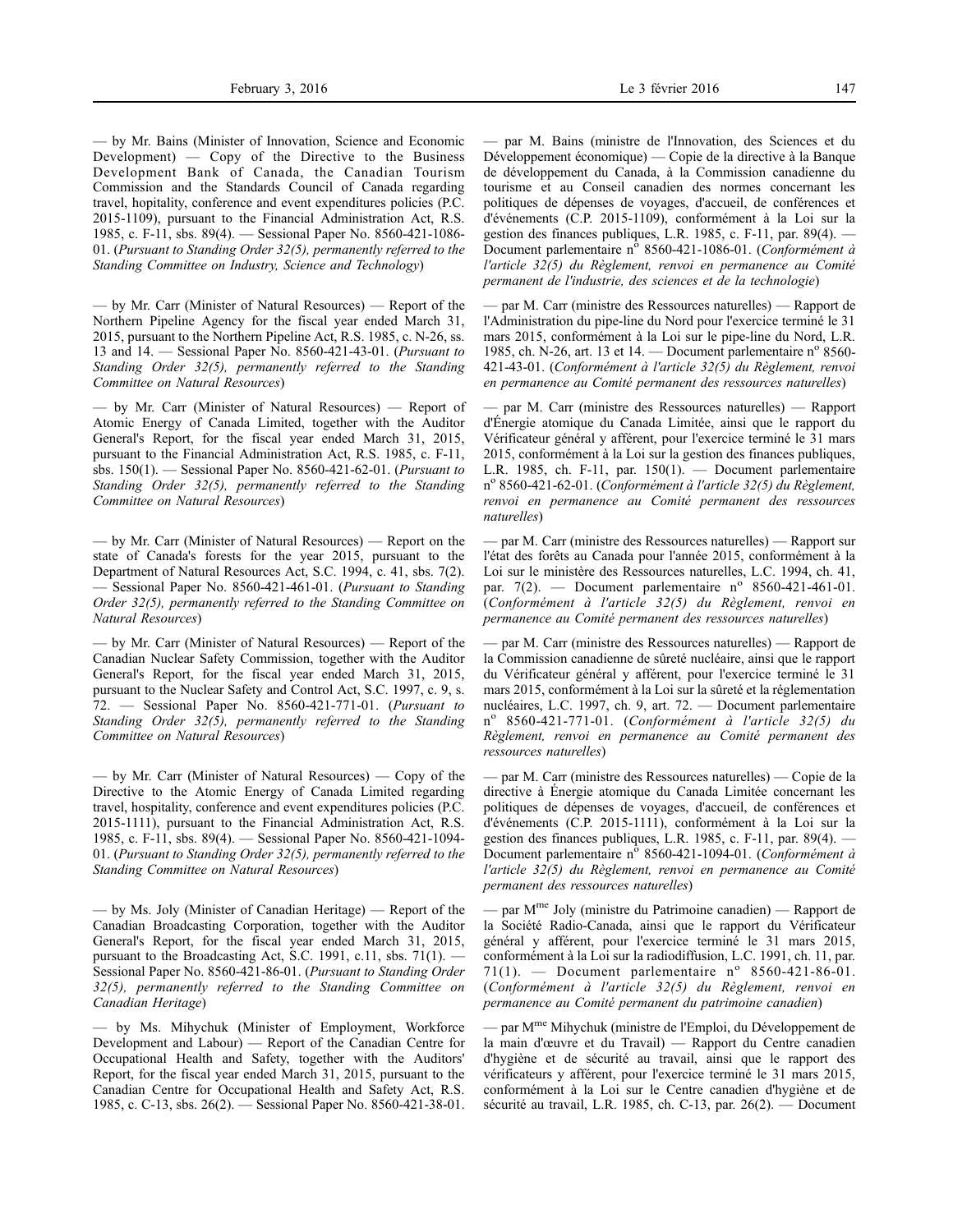— by Mr. Bains (Minister of Innovation, Science and Economic Development) — Copy of the Directive to the Business Development Bank of Canada, the Canadian Tourism Commission and the Standards Council of Canada regarding travel, hopitality, conference and event expenditures policies (P.C. 2015-1109), pursuant to the Financial Administration Act, R.S. 1985, c. F-11, sbs. 89(4). — Sessional Paper No. 8560-421-1086-01. (*Pursuant to Standing Order 32(5), permanently referred to the Standing Committee on Industry, Science and Technology*)

— by Mr. Carr (Minister of Natural Resources) — Report of the Northern Pipeline Agency for the fiscal year ended March 31, 2015, pursuant to the Northern Pipeline Act, R.S. 1985, c. N-26, ss. 13 and 14. — Sessional Paper No. 8560-421-43-01. (*Pursuant to Standing Order 32(5), permanently referred to the Standing Committee on Natural Resources*)

— by Mr. Carr (Minister of Natural Resources) — Report of Atomic Energy of Canada Limited, together with the Auditor General's Report, for the fiscal year ended March 31, 2015, pursuant to the Financial Administration Act, R.S. 1985, c. F-11, sbs. 150(1). — Sessional Paper No. 8560-421-62-01. (*Pursuant to Standing Order 32(5), permanently referred to the Standing Committee on Natural Resources*)

— by Mr. Carr (Minister of Natural Resources) — Report on the state of Canada's forests for the year 2015, pursuant to the Department of Natural Resources Act, S.C. 1994, c. 41, sbs. 7(2). — Sessional Paper No. 8560-421-461-01. (*Pursuant to Standing Order 32(5), permanently referred to the Standing Committee on Natural Resources*)

— by Mr. Carr (Minister of Natural Resources) — Report of the Canadian Nuclear Safety Commission, together with the Auditor General's Report, for the fiscal year ended March 31, 2015, pursuant to the Nuclear Safety and Control Act, S.C. 1997, c. 9, s. 72. — Sessional Paper No. 8560-421-771-01. (*Pursuant to Standing Order 32(5), permanently referred to the Standing Committee on Natural Resources*)

— by Mr. Carr (Minister of Natural Resources) — Copy of the Directive to the Atomic Energy of Canada Limited regarding travel, hospitality, conference and event expenditures policies (P.C. 2015-1111), pursuant to the Financial Administration Act, R.S. 1985, c. F-11, sbs. 89(4). — Sessional Paper No. 8560-421-1094-01. (*Pursuant to Standing Order 32(5), permanently referred to the Standing Committee on Natural Resources*)

— by Ms. Joly (Minister of Canadian Heritage) — Report of the Canadian Broadcasting Corporation, together with the Auditor General's Report, for the fiscal year ended March 31, 2015, pursuant to the Broadcasting Act, S.C. 1991, c.11, sbs. 71(1). — Sessional Paper No. 8560-421-86-01. (*Pursuant to Standing Order 32(5), permanently referred to the Standing Committee on Canadian Heritage*)

— by Ms. Mihychuk (Minister of Employment, Workforce Development and Labour) — Report of the Canadian Centre for Occupational Health and Safety, together with the Auditors' Report, for the fiscal year ended March 31, 2015, pursuant to the Canadian Centre for Occupational Health and Safety Act, R.S. 1985, c. C-13, sbs. 26(2). — Sessional Paper No. 8560-421-38-01.

— par M. Bains (ministre de l'Innovation, des Sciences et du Développement économique) — Copie de la directive à la Banque de développement du Canada, à la Commission canadienne du tourisme et au Conseil canadien des normes concernant les politiques de dépenses de voyages, d'accueil, de conférences et d'événements (C.P. 2015-1109), conformément à la Loi sur la gestion des finances publiques, L.R. 1985, c. F-11, par. 89(4). — Document parlementaire n° 8560-421-1086-01. (*Conformément à l'article 32(5) du Règlement, renvoi en permanence au Comité permanent de l'industrie, des sciences et de la technologie*)

— par M. Carr (ministre des Ressources naturelles) — Rapport de l'Administration du pipe-line du Nord pour l'exercice terminé le 31 mars 2015, conformément à la Loi sur le pipe-line du Nord, L.R. 1985, ch. N-26, art. 13 et 14. — Document parlementaire n° 8560-421-43-01. (*Conformément à l'article 32(5) du Règlement, renvoi en permanence au Comité permanent des ressources naturelles*)

— par M. Carr (ministre des Ressources naturelles) — Rapport d'Énergie atomique du Canada Limitée, ainsi que le rapport du Vérificateur général y afférent, pour l'exercice terminé le 31 mars 2015, conformément à la Loi sur la gestion des finances publiques, L.R. 1985, ch. F-11, par. 150(1). — Document parlementaire n° 8560-421-62-01. (*Conformément à l'article 32(5) du Règlement, renvoi en permanence au Comité permanent des ressources naturelles*)

— par M. Carr (ministre des Ressources naturelles) — Rapport sur l'état des forêts au Canada pour l'année 2015, conformément à la Loi sur le ministère des Ressources naturelles, L.C. 1994, ch. 41, par. 7(2). — Document parlementaire n° 8560-421-461-01. (*Conformément à l'article 32(5) du Règlement, renvoi en permanence au Comité permanent des ressources naturelles*)

— par M. Carr (ministre des Ressources naturelles) — Rapport de la Commission canadienne de sûreté nucléaire, ainsi que le rapport du Vérificateur général y afférent, pour l'exercice terminé le 31 mars 2015, conformément à la Loi sur la sûreté et la réglementation nucléaires, L.C. 1997, ch. 9, art. 72. — Document parlementaire n° 8560-421-771-01. (*Conformément à l'article 32(5) du Règlement, renvoi en permanence au Comité permanent des ressources naturelles*)

— par M. Carr (ministre des Ressources naturelles) — Copie de la directive à Énergie atomique du Canada Limitée concernant les politiques de dépenses de voyages, d'accueil, de conférences et d'événements (C.P. 2015-1111), conformément à la Loi sur la gestion des finances publiques, L.R. 1985, c. F-11, par. 89(4). — Document parlementaire n° 8560-421-1094-01. (*Conformément à l'article 32(5) du Règlement, renvoi en permanence au Comité permanent des ressources naturelles*)

— par M[me] Joly (ministre du Patrimoine canadien) — Rapport de la Société Radio-Canada, ainsi que le rapport du Vérificateur général y afférent, pour l'exercice terminé le 31 mars 2015, conformément à la Loi sur la radiodiffusion, L.C. 1991, ch. 11, par. 71(1). — Document parlementaire n° 8560-421-86-01. (*Conformément à l'article 32(5) du Règlement, renvoi en permanence au Comité permanent du patrimoine canadien*)

— par M[me] Mihychuk (ministre de l'Emploi, du Développement de la main d'œuvre et du Travail) — Rapport du Centre canadien d'hygiène et de sécurité au travail, ainsi que le rapport des vérificateurs y afférent, pour l'exercice terminé le 31 mars 2015, conformément à la Loi sur le Centre canadien d'hygiène et de sécurité au travail, L.R. 1985, ch. C-13, par. 26(2). — Document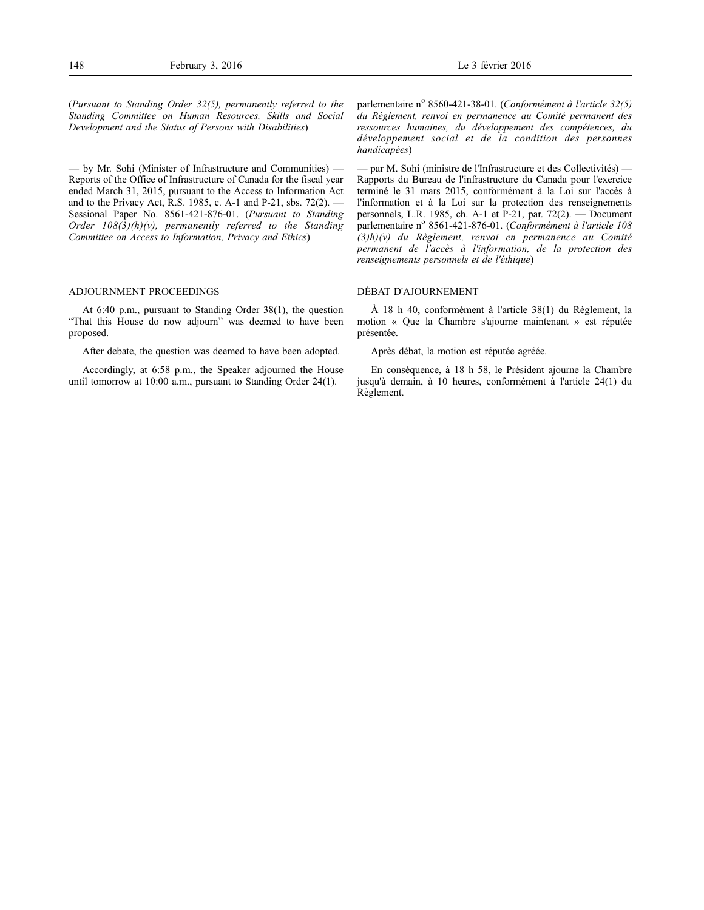(*Pursuant to Standing Order 32(5), permanently referred to the Standing Committee on Human Resources, Skills and Social Development and the Status of Persons with Disabilities*)

— by Mr. Sohi (Minister of Infrastructure and Communities) — Reports of the Office of Infrastructure of Canada for the fiscal year ended March 31, 2015, pursuant to the Access to Information Act and to the Privacy Act, R.S. 1985, c. A-1 and P-21, sbs. 72(2). — Sessional Paper No. 8561-421-876-01. (*Pursuant to Standing Order 108(3)(h)(v), permanently referred to the Standing Committee on Access to Information, Privacy and Ethics*)

## ADJOURNMENT PROCEEDINGS

At 6:40 p.m., pursuant to Standing Order 38(1), the question "That this House do now adjourn" was deemed to have been proposed.

After debate, the question was deemed to have been adopted.

Accordingly, at 6:58 p.m., the Speaker adjourned the House until tomorrow at 10:00 a.m., pursuant to Standing Order 24(1).

parlementaire n° 8560-421-38-01. (*Conformément à l'article 32(5) du Règlement, renvoi en permanence au Comité permanent des ressources humaines, du développement des compétences, du développement social et de la condition des personnes handicapées*)

— par M. Sohi (ministre de l'Infrastructure et des Collectivités) — Rapports du Bureau de l'infrastructure du Canada pour l'exercice terminé le 31 mars 2015, conformément à la Loi sur l'accès à l'information et à la Loi sur la protection des renseignements personnels, L.R. 1985, ch. A-1 et P-21, par. 72(2). — Document parlementaire n° 8561-421-876-01. (*Conformément à l'article 108 (3)h)(v) du Règlement, renvoi en permanence au Comité permanent de l'accès à l'information, de la protection des renseignements personnels et de l'éthique*)

## DÉBAT D'AJOURNEMENT

À 18 h 40, conformément à l'article 38(1) du Règlement, la motion « Que la Chambre s'ajourne maintenant » est réputée présentée.

Après débat, la motion est réputée agréée.

En conséquence, à 18 h 58, le Président ajourne la Chambre jusqu'à demain, à 10 heures, conformément à l'article 24(1) du Règlement.